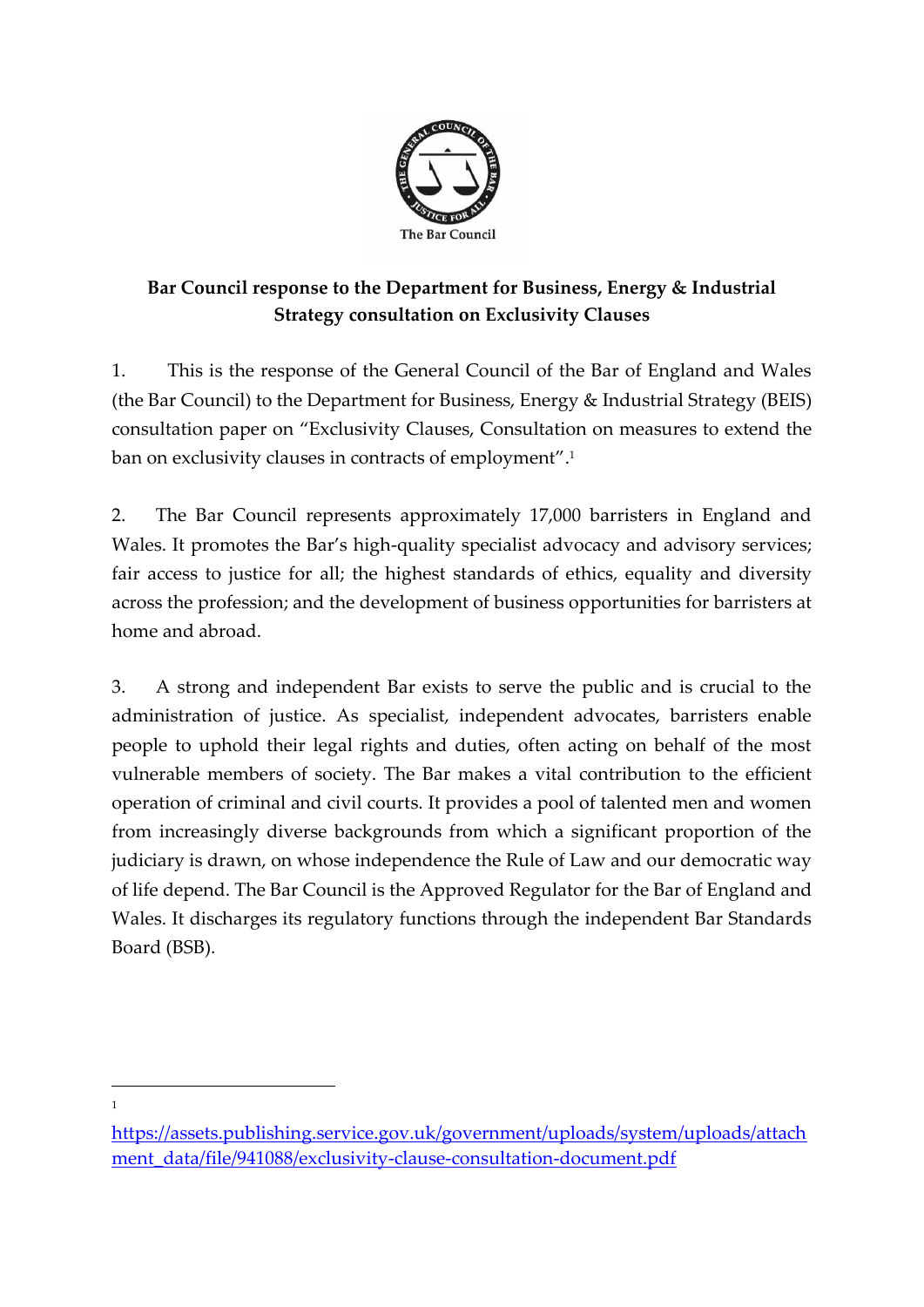The Bar Council

# Bar Council response to the Department for Business, Energy & Industrial Strategy consultation on Exclusivity Clauses

1. This is the response of the General Council of the Bar of England and Wales (the Bar Council) to the Department for Business, Energy & Industrial Strategy (BEIS) consultation paper on "Exclusivity Clauses, Consultation on measures to extend the ban on exclusivity clauses in contracts of employment".[1]

2. The Bar Council represents approximately 17,000 barristers in England and Wales. It promotes the Bar's high-quality specialist advocacy and advisory services; fair access to justice for all; the highest standards of ethics, equality and diversity across the profession; and the development of business opportunities for barristers at home and abroad.

3. A strong and independent Bar exists to serve the public and is crucial to the administration of justice. As specialist, independent advocates, barristers enable people to uphold their legal rights and duties, often acting on behalf of the most vulnerable members of society. The Bar makes a vital contribution to the efficient operation of criminal and civil courts. It provides a pool of talented men and women from increasingly diverse backgrounds from which a significant proportion of the judiciary is drawn, on whose independence the Rule of Law and our democratic way of life depend. The Bar Council is the Approved Regulator for the Bar of England and Wales. It discharges its regulatory functions through the independent Bar Standards Board (BSB).

---

[1] https://assets.publishing.service.gov.uk/government/uploads/system/uploads/attachment_data/file/941088/exclusivity-clause-consultation-document.pdf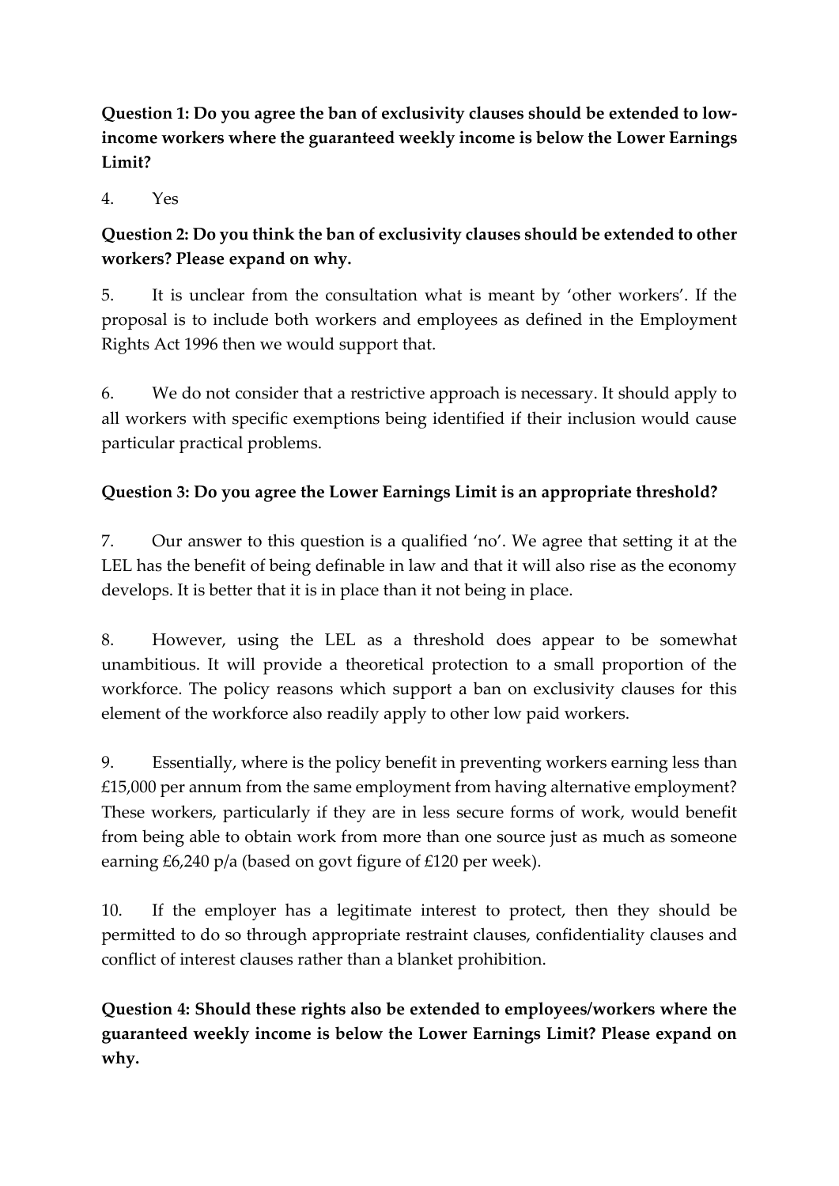**Question 1: Do you agree the ban of exclusivity clauses should be extended to low-income workers where the guaranteed weekly income is below the Lower Earnings Limit?**

4. Yes

**Question 2: Do you think the ban of exclusivity clauses should be extended to other workers? Please expand on why.**

5. It is unclear from the consultation what is meant by 'other workers'. If the proposal is to include both workers and employees as defined in the Employment Rights Act 1996 then we would support that.

6. We do not consider that a restrictive approach is necessary. It should apply to all workers with specific exemptions being identified if their inclusion would cause particular practical problems.

**Question 3: Do you agree the Lower Earnings Limit is an appropriate threshold?**

7. Our answer to this question is a qualified 'no'. We agree that setting it at the LEL has the benefit of being definable in law and that it will also rise as the economy develops. It is better that it is in place than it not being in place.

8. However, using the LEL as a threshold does appear to be somewhat unambitious. It will provide a theoretical protection to a small proportion of the workforce. The policy reasons which support a ban on exclusivity clauses for this element of the workforce also readily apply to other low paid workers.

9. Essentially, where is the policy benefit in preventing workers earning less than £15,000 per annum from the same employment from having alternative employment? These workers, particularly if they are in less secure forms of work, would benefit from being able to obtain work from more than one source just as much as someone earning £6,240 p/a (based on govt figure of £120 per week).

10. If the employer has a legitimate interest to protect, then they should be permitted to do so through appropriate restraint clauses, confidentiality clauses and conflict of interest clauses rather than a blanket prohibition.

**Question 4: Should these rights also be extended to employees/workers where the guaranteed weekly income is below the Lower Earnings Limit? Please expand on why.**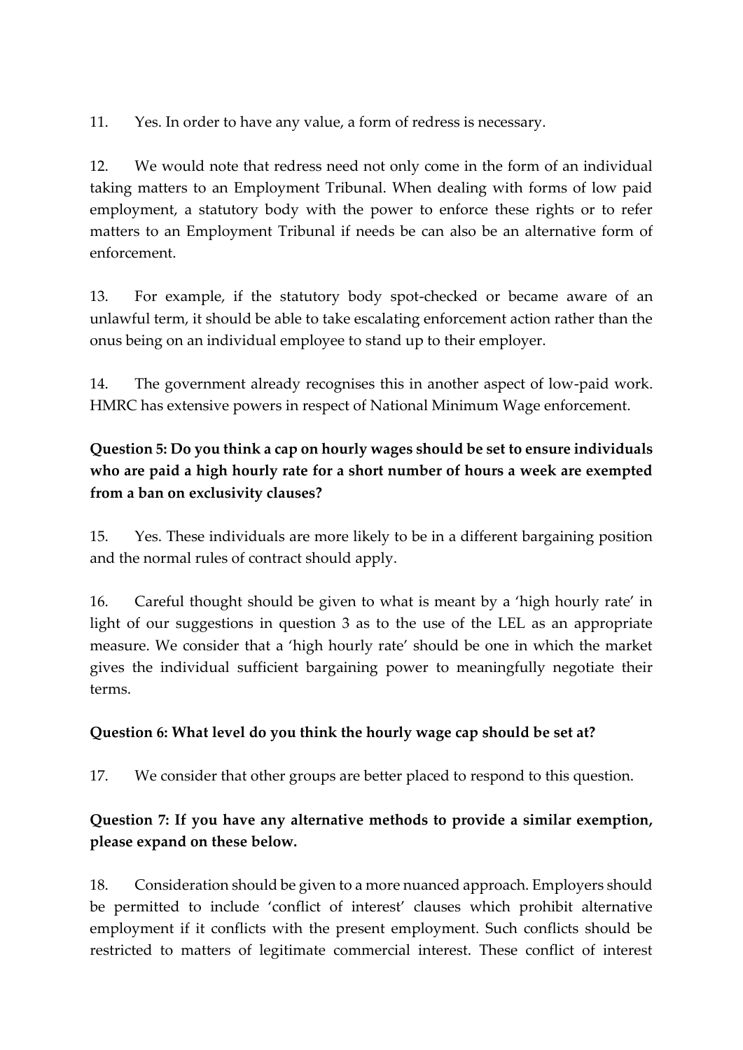11. Yes. In order to have any value, a form of redress is necessary.

12. We would note that redress need not only come in the form of an individual taking matters to an Employment Tribunal. When dealing with forms of low paid employment, a statutory body with the power to enforce these rights or to refer matters to an Employment Tribunal if needs be can also be an alternative form of enforcement.

13. For example, if the statutory body spot-checked or became aware of an unlawful term, it should be able to take escalating enforcement action rather than the onus being on an individual employee to stand up to their employer.

14. The government already recognises this in another aspect of low-paid work. HMRC has extensive powers in respect of National Minimum Wage enforcement.

**Question 5: Do you think a cap on hourly wages should be set to ensure individuals who are paid a high hourly rate for a short number of hours a week are exempted from a ban on exclusivity clauses?**

15. Yes. These individuals are more likely to be in a different bargaining position and the normal rules of contract should apply.

16. Careful thought should be given to what is meant by a 'high hourly rate' in light of our suggestions in question 3 as to the use of the LEL as an appropriate measure. We consider that a 'high hourly rate' should be one in which the market gives the individual sufficient bargaining power to meaningfully negotiate their terms.

**Question 6: What level do you think the hourly wage cap should be set at?**

17. We consider that other groups are better placed to respond to this question.

**Question 7: If you have any alternative methods to provide a similar exemption, please expand on these below.**

18. Consideration should be given to a more nuanced approach. Employers should be permitted to include 'conflict of interest' clauses which prohibit alternative employment if it conflicts with the present employment. Such conflicts should be restricted to matters of legitimate commercial interest. These conflict of interest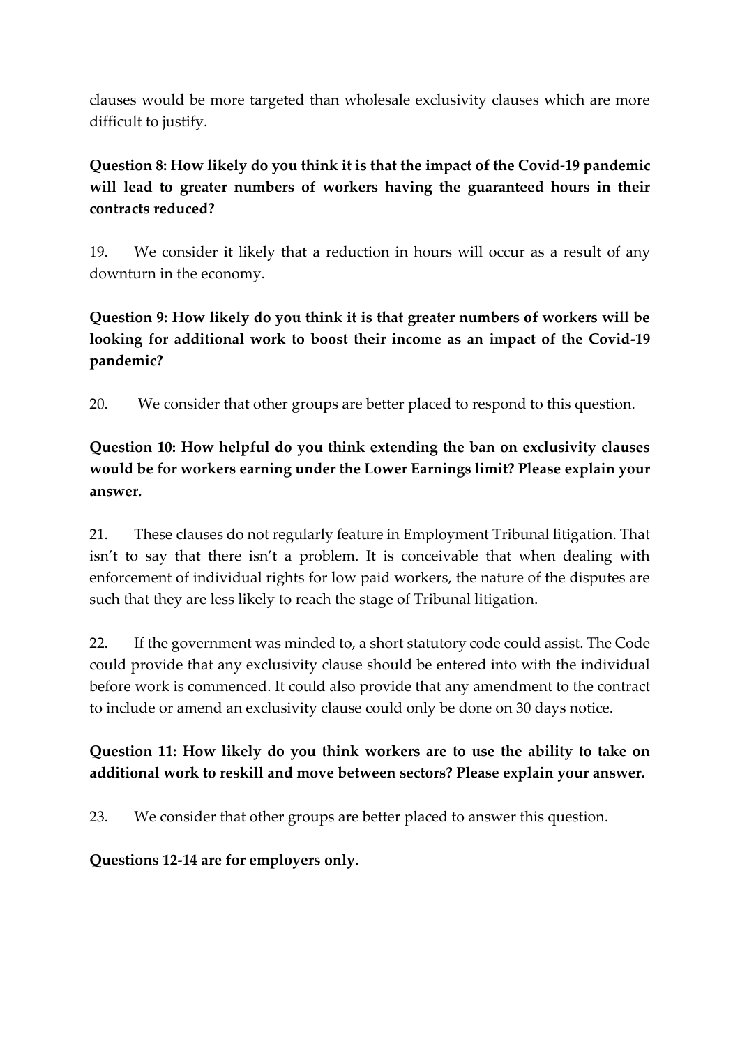clauses would be more targeted than wholesale exclusivity clauses which are more difficult to justify.

**Question 8: How likely do you think it is that the impact of the Covid-19 pandemic will lead to greater numbers of workers having the guaranteed hours in their contracts reduced?**

19. We consider it likely that a reduction in hours will occur as a result of any downturn in the economy.

**Question 9: How likely do you think it is that greater numbers of workers will be looking for additional work to boost their income as an impact of the Covid-19 pandemic?**

20. We consider that other groups are better placed to respond to this question.

**Question 10: How helpful do you think extending the ban on exclusivity clauses would be for workers earning under the Lower Earnings limit? Please explain your answer.**

21. These clauses do not regularly feature in Employment Tribunal litigation. That isn't to say that there isn't a problem. It is conceivable that when dealing with enforcement of individual rights for low paid workers, the nature of the disputes are such that they are less likely to reach the stage of Tribunal litigation.

22. If the government was minded to, a short statutory code could assist. The Code could provide that any exclusivity clause should be entered into with the individual before work is commenced. It could also provide that any amendment to the contract to include or amend an exclusivity clause could only be done on 30 days notice.

**Question 11: How likely do you think workers are to use the ability to take on additional work to reskill and move between sectors? Please explain your answer.**

23. We consider that other groups are better placed to answer this question.

**Questions 12-14 are for employers only.**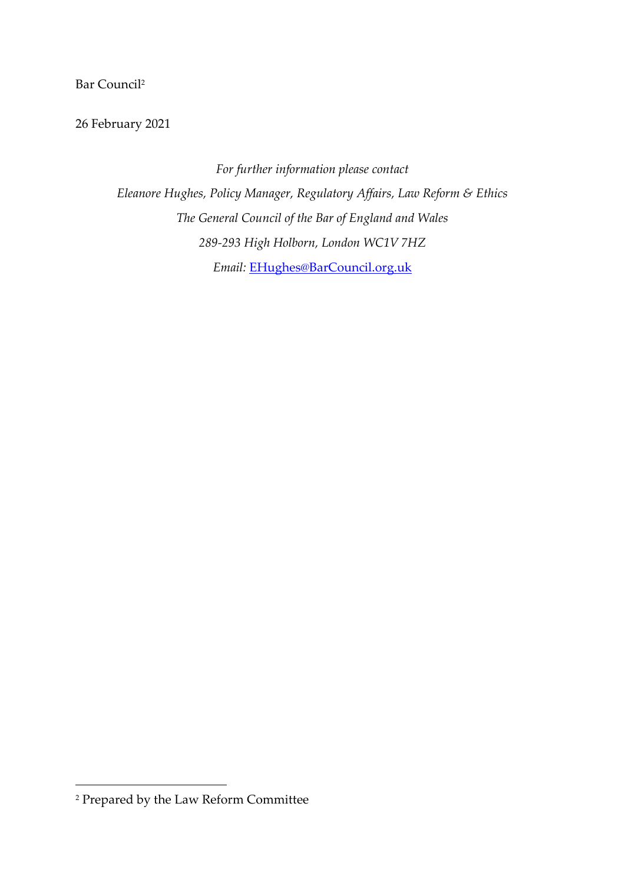Bar Council[2]

26 February 2021

*For further information please contact*

*Eleanore Hughes, Policy Manager, Regulatory Affairs, Law Reform & Ethics*

*The General Council of the Bar of England and Wales*

*289-293 High Holborn, London WC1V 7HZ*

*Email:* EHughes@BarCouncil.org.uk

---

[2] Prepared by the Law Reform Committee